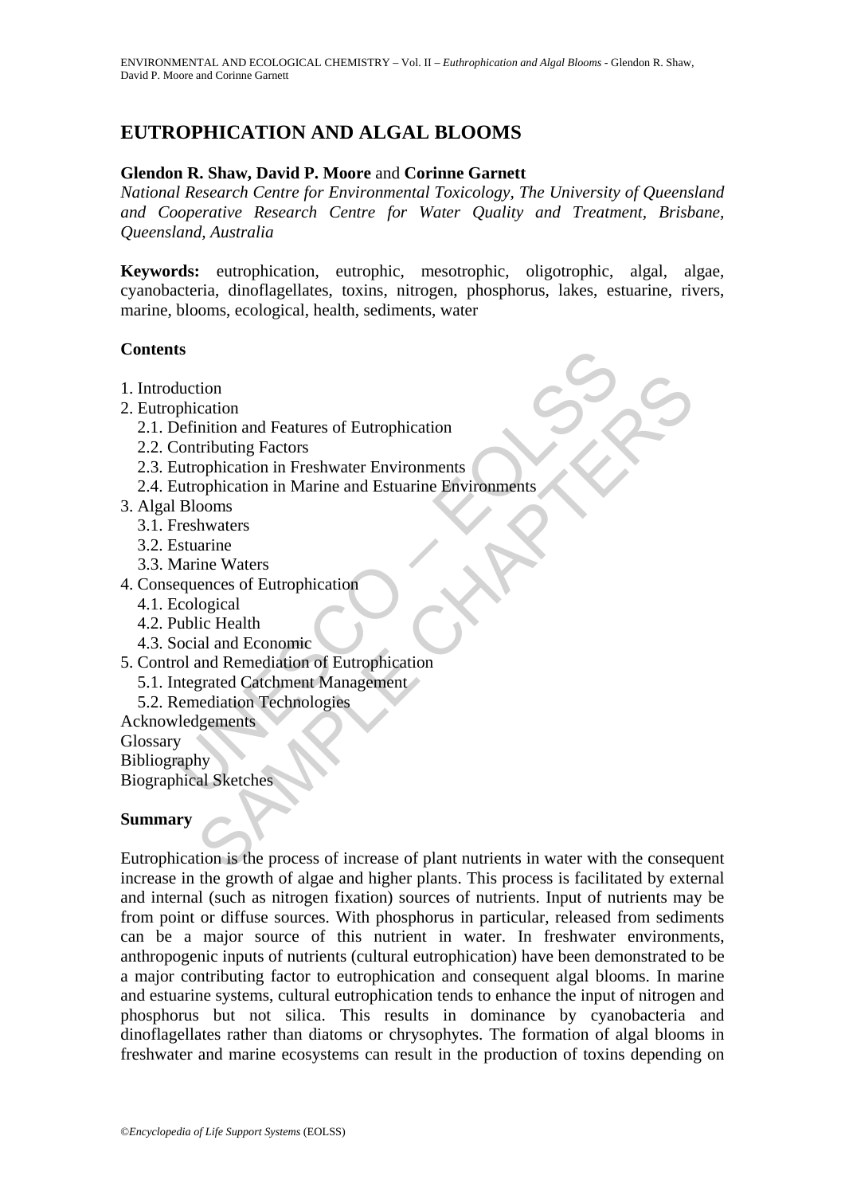# EUTROPHICATION AND ALGAL BLOOMS

**Glendon R. Shaw, David P. Moore** and **Corinne Garnett**

*National Research Centre for Environmental Toxicology, The University of Queensland and Cooperative Research Centre for Water Quality and Treatment, Brisbane, Queensland, Australia*

**Keywords:** eutrophication, eutrophic, mesotrophic, oligotrophic, algal, algae, cyanobacteria, dinoflagellates, toxins, nitrogen, phosphorus, lakes, estuarine, rivers, marine, blooms, ecological, health, sediments, water

## Contents

1. Introduction
2. Eutrophication
   - 2.1. Definition and Features of Eutrophication
   - 2.2. Contributing Factors
   - 2.3. Eutrophication in Freshwater Environments
   - 2.4. Eutrophication in Marine and Estuarine Environments
3. Algal Blooms
   - 3.1. Freshwaters
   - 3.2. Estuarine
   - 3.3. Marine Waters
4. Consequences of Eutrophication
   - 4.1. Ecological
   - 4.2. Public Health
   - 4.3. Social and Economic
5. Control and Remediation of Eutrophication
   - 5.1. Integrated Catchment Management
   - 5.2. Remediation Technologies

Acknowledgements
Glossary
Bibliography
Biographical Sketches

## Summary

Eutrophication is the process of increase of plant nutrients in water with the consequent increase in the growth of algae and higher plants. This process is facilitated by external and internal (such as nitrogen fixation) sources of nutrients. Input of nutrients may be from point or diffuse sources. With phosphorus in particular, released from sediments can be a major source of this nutrient in water. In freshwater environments, anthropogenic inputs of nutrients (cultural eutrophication) have been demonstrated to be a major contributing factor to eutrophication and consequent algal blooms. In marine and estuarine systems, cultural eutrophication tends to enhance the input of nitrogen and phosphorus but not silica. This results in dominance by cyanobacteria and dinoflagellates rather than diatoms or chrysophytes. The formation of algal blooms in freshwater and marine ecosystems can result in the production of toxins depending on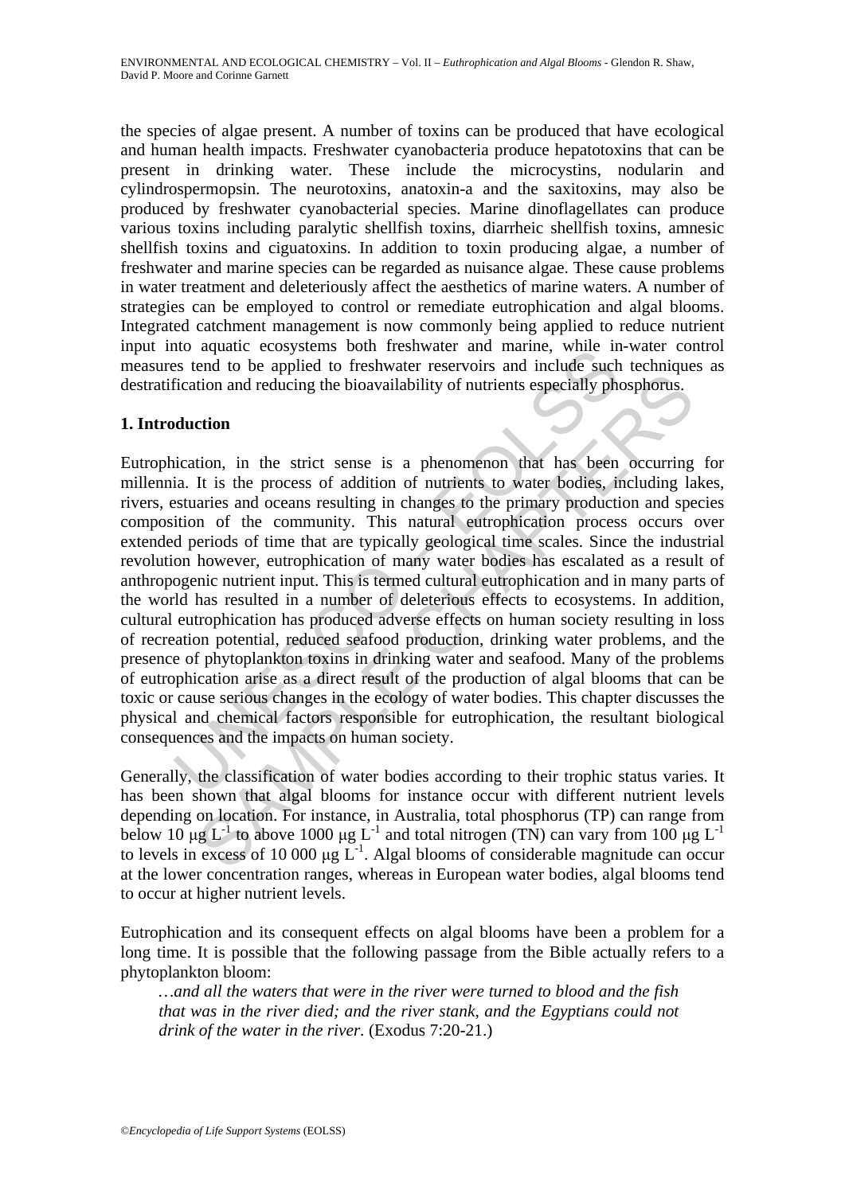the species of algae present. A number of toxins can be produced that have ecological and human health impacts. Freshwater cyanobacteria produce hepatotoxins that can be present in drinking water. These include the microcystins, nodularin and cylindrospermopsin. The neurotoxins, anatoxin-a and the saxitoxins, may also be produced by freshwater cyanobacterial species. Marine dinoflagellates can produce various toxins including paralytic shellfish toxins, diarrheic shellfish toxins, amnesic shellfish toxins and ciguatoxins. In addition to toxin producing algae, a number of freshwater and marine species can be regarded as nuisance algae. These cause problems in water treatment and deleteriously affect the aesthetics of marine waters. A number of strategies can be employed to control or remediate eutrophication and algal blooms. Integrated catchment management is now commonly being applied to reduce nutrient input into aquatic ecosystems both freshwater and marine, while in-water control measures tend to be applied to freshwater reservoirs and include such techniques as destratification and reducing the bioavailability of nutrients especially phosphorus.

## 1. Introduction

Eutrophication, in the strict sense is a phenomenon that has been occurring for millennia. It is the process of addition of nutrients to water bodies, including lakes, rivers, estuaries and oceans resulting in changes to the primary production and species composition of the community. This natural eutrophication process occurs over extended periods of time that are typically geological time scales. Since the industrial revolution however, eutrophication of many water bodies has escalated as a result of anthropogenic nutrient input. This is termed cultural eutrophication and in many parts of the world has resulted in a number of deleterious effects to ecosystems. In addition, cultural eutrophication has produced adverse effects on human society resulting in loss of recreation potential, reduced seafood production, drinking water problems, and the presence of phytoplankton toxins in drinking water and seafood. Many of the problems of eutrophication arise as a direct result of the production of algal blooms that can be toxic or cause serious changes in the ecology of water bodies. This chapter discusses the physical and chemical factors responsible for eutrophication, the resultant biological consequences and the impacts on human society.

Generally, the classification of water bodies according to their trophic status varies. It has been shown that algal blooms for instance occur with different nutrient levels depending on location. For instance, in Australia, total phosphorus (TP) can range from below 10 $\mu g\ L^{-1}$ to above 1000 $\mu g\ L^{-1}$ and total nitrogen (TN) can vary from 100 $\mu g\ L^{-1}$ to levels in excess of 10 000 $\mu g\ L^{-1}$. Algal blooms of considerable magnitude can occur at the lower concentration ranges, whereas in European water bodies, algal blooms tend to occur at higher nutrient levels.

Eutrophication and its consequent effects on algal blooms have been a problem for a long time. It is possible that the following passage from the Bible actually refers to a phytoplankton bloom:

> *…and all the waters that were in the river were turned to blood and the fish that was in the river died; and the river stank, and the Egyptians could not drink of the water in the river.* (Exodus 7:20-21.)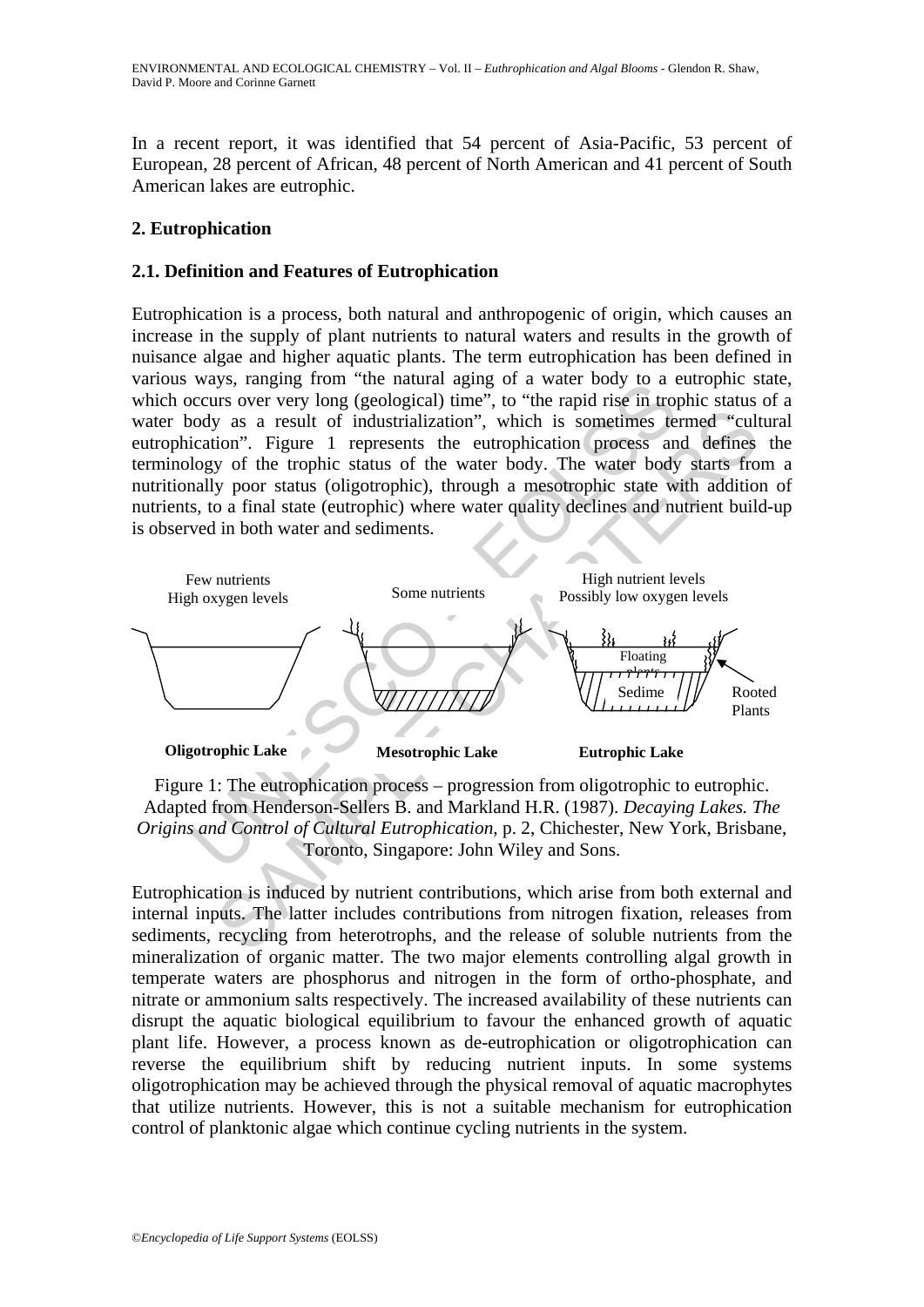In a recent report, it was identified that 54 percent of Asia-Pacific, 53 percent of European, 28 percent of African, 48 percent of North American and 41 percent of South American lakes are eutrophic.

## 2. Eutrophication

### 2.1. Definition and Features of Eutrophication

Eutrophication is a process, both natural and anthropogenic of origin, which causes an increase in the supply of plant nutrients to natural waters and results in the growth of nuisance algae and higher aquatic plants. The term eutrophication has been defined in various ways, ranging from "the natural aging of a water body to a eutrophic state, which occurs over very long (geological) time", to "the rapid rise in trophic status of a water body as a result of industrialization", which is sometimes termed "cultural eutrophication". Figure 1 represents the eutrophication process and defines the terminology of the trophic status of the water body. The water body starts from a nutritionally poor status (oligotrophic), through a mesotrophic state with addition of nutrients, to a final state (eutrophic) where water quality declines and nutrient build-up is observed in both water and sediments.

Few nutrients
High oxygen levels

Some nutrients

High nutrient levels
Possibly low oxygen levels

Floating plants

Sediment

Rooted Plants

**Oligotrophic Lake** **Mesotrophic Lake** **Eutrophic Lake**

Figure 1: The eutrophication process – progression from oligotrophic to eutrophic. Adapted from Henderson-Sellers B. and Markland H.R. (1987). *Decaying Lakes. The Origins and Control of Cultural Eutrophication*, p. 2, Chichester, New York, Brisbane, Toronto, Singapore: John Wiley and Sons.

Eutrophication is induced by nutrient contributions, which arise from both external and internal inputs. The latter includes contributions from nitrogen fixation, releases from sediments, recycling from heterotrophs, and the release of soluble nutrients from the mineralization of organic matter. The two major elements controlling algal growth in temperate waters are phosphorus and nitrogen in the form of ortho-phosphate, and nitrate or ammonium salts respectively. The increased availability of these nutrients can disrupt the aquatic biological equilibrium to favour the enhanced growth of aquatic plant life. However, a process known as de-eutrophication or oligotrophication can reverse the equilibrium shift by reducing nutrient inputs. In some systems oligotrophication may be achieved through the physical removal of aquatic macrophytes that utilize nutrients. However, this is not a suitable mechanism for eutrophication control of planktonic algae which continue cycling nutrients in the system.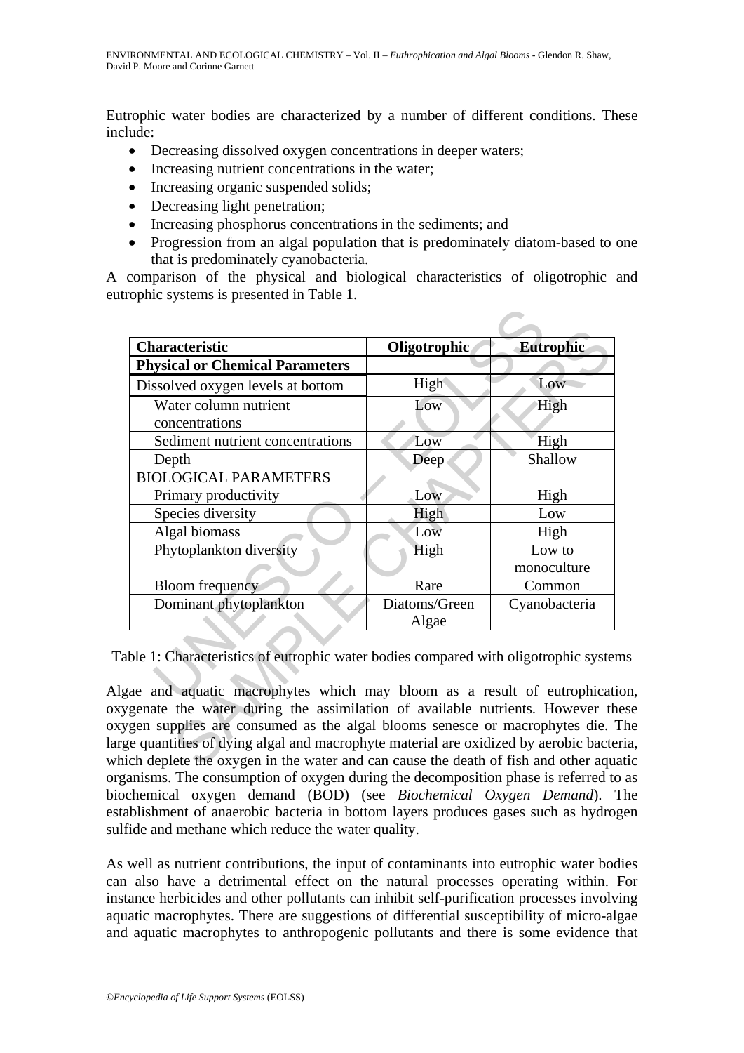Eutrophic water bodies are characterized by a number of different conditions. These include:

- Decreasing dissolved oxygen concentrations in deeper waters;
- Increasing nutrient concentrations in the water;
- Increasing organic suspended solids;
- Decreasing light penetration;
- Increasing phosphorus concentrations in the sediments; and
- Progression from an algal population that is predominately diatom-based to one that is predominately cyanobacteria.

A comparison of the physical and biological characteristics of oligotrophic and eutrophic systems is presented in Table 1.

| **Characteristic** | **Oligotrophic** | **Eutrophic** |
|---|---|---|
| **Physical or Chemical Parameters** | | |
| Dissolved oxygen levels at bottom | High | Low |
| Water column nutrient concentrations | Low | High |
| Sediment nutrient concentrations | Low | High |
| Depth | Deep | Shallow |
| BIOLOGICAL PARAMETERS | | |
| Primary productivity | Low | High |
| Species diversity | High | Low |
| Algal biomass | Low | High |
| Phytoplankton diversity | High | Low to monoculture |
| Bloom frequency | Rare | Common |
| Dominant phytoplankton | Diatoms/Green Algae | Cyanobacteria |

Table 1: Characteristics of eutrophic water bodies compared with oligotrophic systems

Algae and aquatic macrophytes which may bloom as a result of eutrophication, oxygenate the water during the assimilation of available nutrients. However these oxygen supplies are consumed as the algal blooms senesce or macrophytes die. The large quantities of dying algal and macrophyte material are oxidized by aerobic bacteria, which deplete the oxygen in the water and can cause the death of fish and other aquatic organisms. The consumption of oxygen during the decomposition phase is referred to as biochemical oxygen demand (BOD) (see *Biochemical Oxygen Demand*). The establishment of anaerobic bacteria in bottom layers produces gases such as hydrogen sulfide and methane which reduce the water quality.

As well as nutrient contributions, the input of contaminants into eutrophic water bodies can also have a detrimental effect on the natural processes operating within. For instance herbicides and other pollutants can inhibit self-purification processes involving aquatic macrophytes. There are suggestions of differential susceptibility of micro-algae and aquatic macrophytes to anthropogenic pollutants and there is some evidence that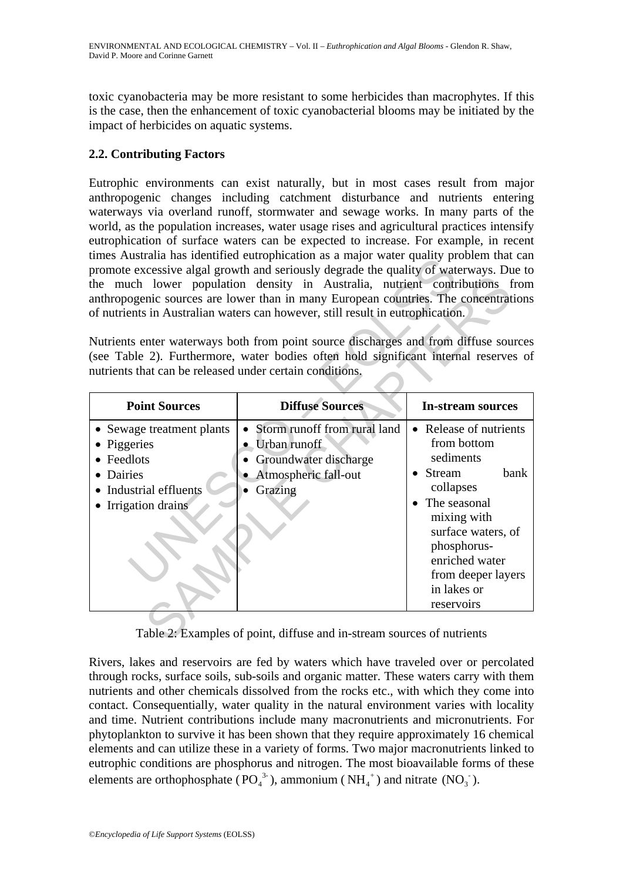toxic cyanobacteria may be more resistant to some herbicides than macrophytes. If this is the case, then the enhancement of toxic cyanobacterial blooms may be initiated by the impact of herbicides on aquatic systems.

## 2.2. Contributing Factors

Eutrophic environments can exist naturally, but in most cases result from major anthropogenic changes including catchment disturbance and nutrients entering waterways via overland runoff, stormwater and sewage works. In many parts of the world, as the population increases, water usage rises and agricultural practices intensify eutrophication of surface waters can be expected to increase. For example, in recent times Australia has identified eutrophication as a major water quality problem that can promote excessive algal growth and seriously degrade the quality of waterways. Due to the much lower population density in Australia, nutrient contributions from anthropogenic sources are lower than in many European countries. The concentrations of nutrients in Australian waters can however, still result in eutrophication.

Nutrients enter waterways both from point source discharges and from diffuse sources (see Table 2). Furthermore, water bodies often hold significant internal reserves of nutrients that can be released under certain conditions.

| Point Sources | Diffuse Sources | In-stream sources |
|---|---|---|
| • Sewage treatment plants<br>• Piggeries<br>• Feedlots<br>• Dairies<br>• Industrial effluents<br>• Irrigation drains | • Storm runoff from rural land<br>• Urban runoff<br>• Groundwater discharge<br>• Atmospheric fall-out<br>• Grazing | • Release of nutrients from bottom sediments<br>• Stream bank collapses<br>• The seasonal mixing with surface waters, of phosphorus-enriched water from deeper layers in lakes or reservoirs |

Table 2: Examples of point, diffuse and in-stream sources of nutrients

Rivers, lakes and reservoirs are fed by waters which have traveled over or percolated through rocks, surface soils, sub-soils and organic matter. These waters carry with them nutrients and other chemicals dissolved from the rocks etc., with which they come into contact. Consequentially, water quality in the natural environment varies with locality and time. Nutrient contributions include many macronutrients and micronutrients. For phytoplankton to survive it has been shown that they require approximately 16 chemical elements and can utilize these in a variety of forms. Two major macronutrients linked to eutrophic conditions are phosphorus and nitrogen. The most bioavailable forms of these elements are orthophosphate ($PO_4^{3-}$), ammonium ($NH_4^+$) and nitrate ($NO_3^-$).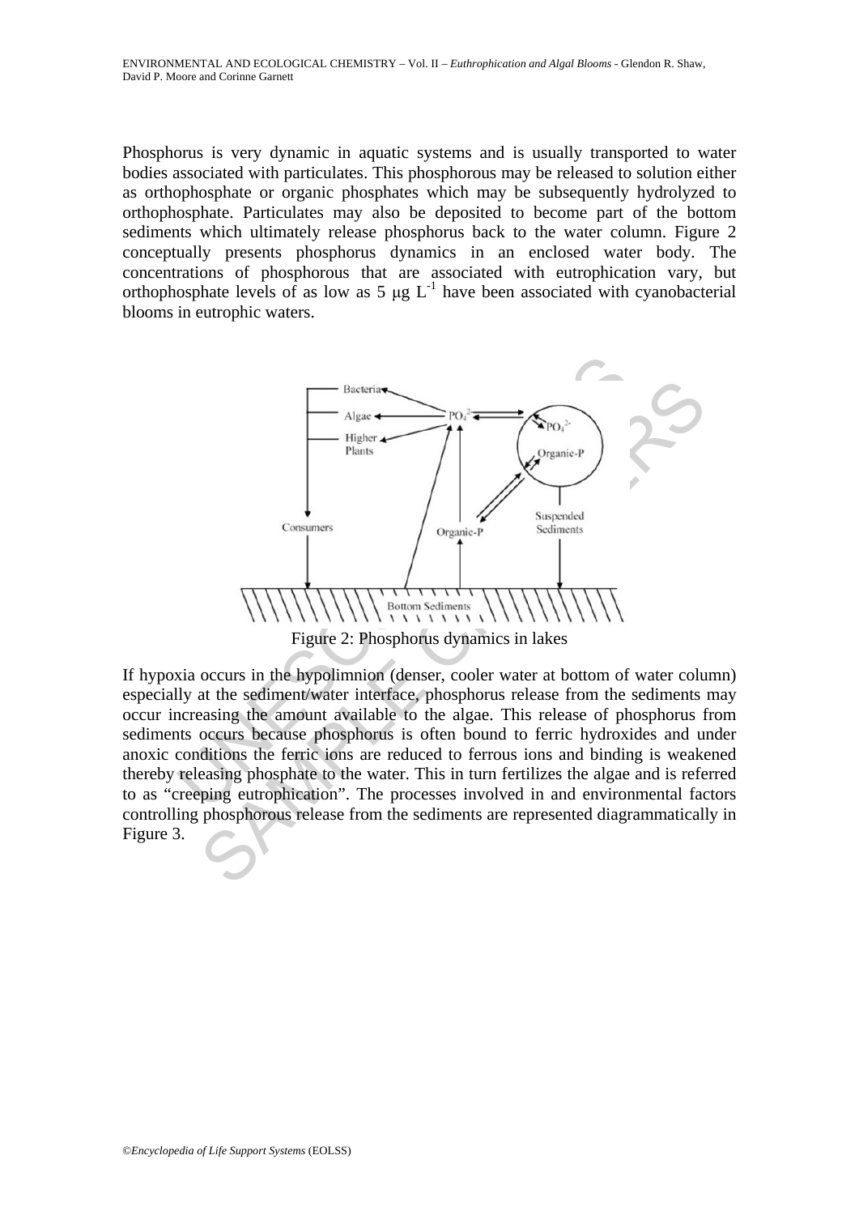Phosphorus is very dynamic in aquatic systems and is usually transported to water bodies associated with particulates. This phosphorous may be released to solution either as orthophosphate or organic phosphates which may be subsequently hydrolyzed to orthophosphate. Particulates may also be deposited to become part of the bottom sediments which ultimately release phosphorus back to the water column. Figure 2 conceptually presents phosphorus dynamics in an enclosed water body. The concentrations of phosphorous that are associated with eutrophication vary, but orthophosphate levels of as low as 5 μg $L^{-1}$ have been associated with cyanobacterial blooms in eutrophic waters.

Figure 2: Phosphorus dynamics in lakes

If hypoxia occurs in the hypolimnion (denser, cooler water at bottom of water column) especially at the sediment/water interface, phosphorus release from the sediments may occur increasing the amount available to the algae. This release of phosphorus from sediments occurs because phosphorus is often bound to ferric hydroxides and under anoxic conditions the ferric ions are reduced to ferrous ions and binding is weakened thereby releasing phosphate to the water. This in turn fertilizes the algae and is referred to as "creeping eutrophication". The processes involved in and environmental factors controlling phosphorous release from the sediments are represented diagrammatically in Figure 3.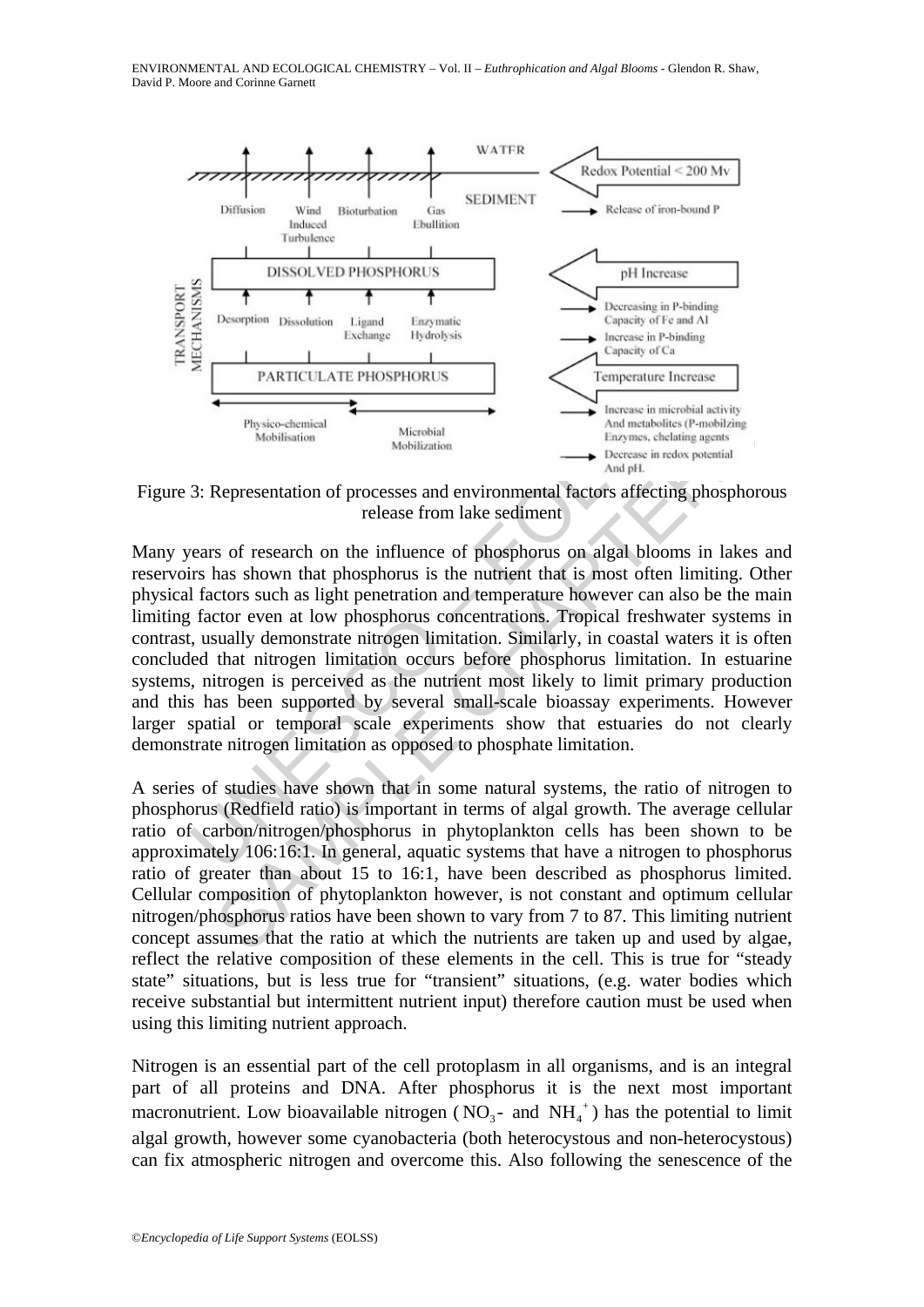Figure 3: Representation of processes and environmental factors affecting phosphorous release from lake sediment

Many years of research on the influence of phosphorus on algal blooms in lakes and reservoirs has shown that phosphorus is the nutrient that is most often limiting. Other physical factors such as light penetration and temperature however can also be the main limiting factor even at low phosphorus concentrations. Tropical freshwater systems in contrast, usually demonstrate nitrogen limitation. Similarly, in coastal waters it is often concluded that nitrogen limitation occurs before phosphorus limitation. In estuarine systems, nitrogen is perceived as the nutrient most likely to limit primary production and this has been supported by several small-scale bioassay experiments. However larger spatial or temporal scale experiments show that estuaries do not clearly demonstrate nitrogen limitation as opposed to phosphate limitation.

A series of studies have shown that in some natural systems, the ratio of nitrogen to phosphorus (Redfield ratio) is important in terms of algal growth. The average cellular ratio of carbon/nitrogen/phosphorus in phytoplankton cells has been shown to be approximately 106:16:1. In general, aquatic systems that have a nitrogen to phosphorus ratio of greater than about 15 to 16:1, have been described as phosphorus limited. Cellular composition of phytoplankton however, is not constant and optimum cellular nitrogen/phosphorus ratios have been shown to vary from 7 to 87. This limiting nutrient concept assumes that the ratio at which the nutrients are taken up and used by algae, reflect the relative composition of these elements in the cell. This is true for "steady state" situations, but is less true for "transient" situations, (e.g. water bodies which receive substantial but intermittent nutrient input) therefore caution must be used when using this limiting nutrient approach.

Nitrogen is an essential part of the cell protoplasm in all organisms, and is an integral part of all proteins and DNA. After phosphorus it is the next most important macronutrient. Low bioavailable nitrogen ($NO_3^-$ and $NH_4^+$) has the potential to limit algal growth, however some cyanobacteria (both heterocystous and non-heterocystous) can fix atmospheric nitrogen and overcome this. Also following the senescence of the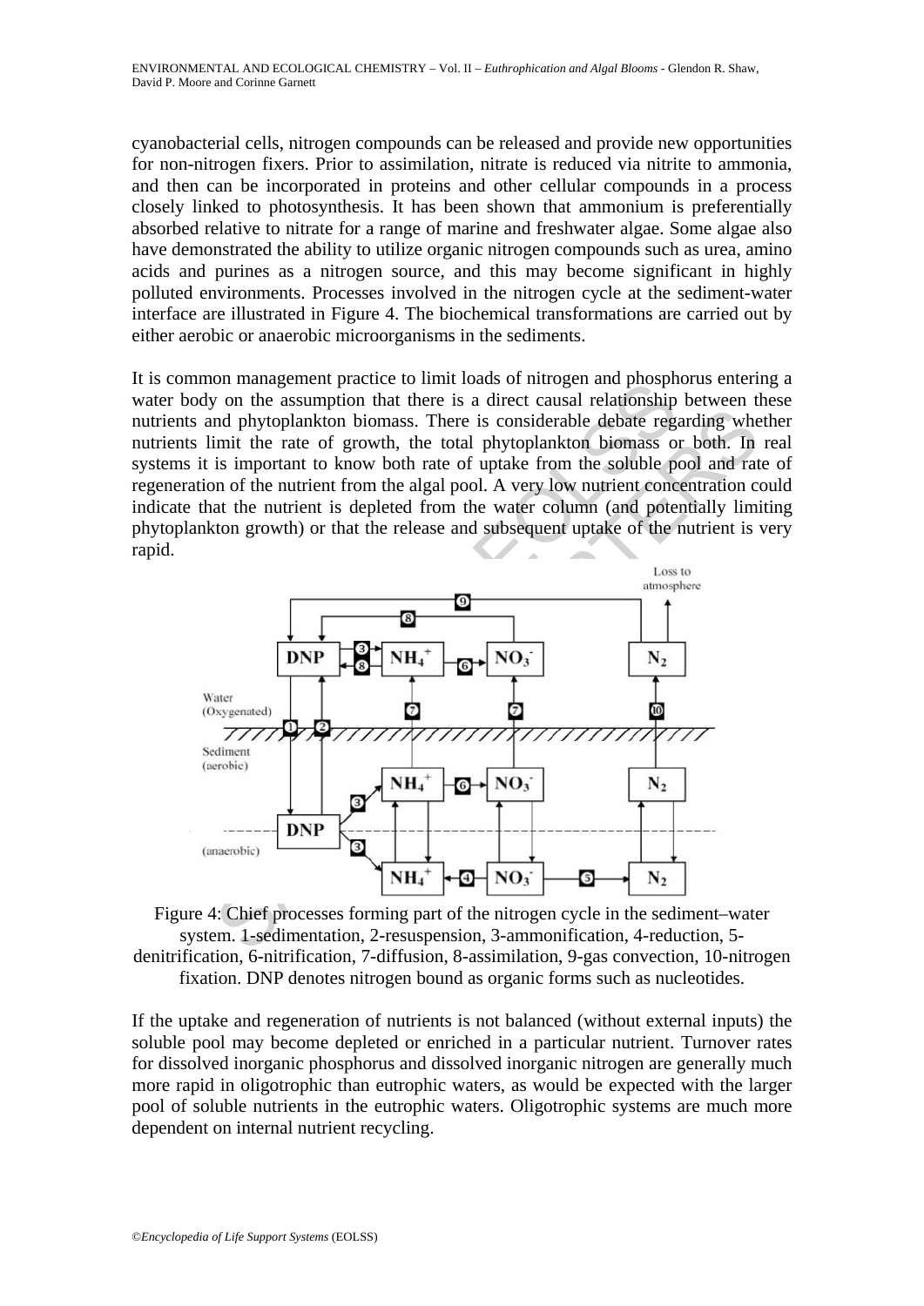cyanobacterial cells, nitrogen compounds can be released and provide new opportunities for non-nitrogen fixers. Prior to assimilation, nitrate is reduced via nitrite to ammonia, and then can be incorporated in proteins and other cellular compounds in a process closely linked to photosynthesis. It has been shown that ammonium is preferentially absorbed relative to nitrate for a range of marine and freshwater algae. Some algae also have demonstrated the ability to utilize organic nitrogen compounds such as urea, amino acids and purines as a nitrogen source, and this may become significant in highly polluted environments. Processes involved in the nitrogen cycle at the sediment-water interface are illustrated in Figure 4. The biochemical transformations are carried out by either aerobic or anaerobic microorganisms in the sediments.

It is common management practice to limit loads of nitrogen and phosphorus entering a water body on the assumption that there is a direct causal relationship between these nutrients and phytoplankton biomass. There is considerable debate regarding whether nutrients limit the rate of growth, the total phytoplankton biomass or both. In real systems it is important to know both rate of uptake from the soluble pool and rate of regeneration of the nutrient from the algal pool. A very low nutrient concentration could indicate that the nutrient is depleted from the water column (and potentially limiting phytoplankton growth) or that the release and subsequent uptake of the nutrient is very rapid.

Figure 4: Chief processes forming part of the nitrogen cycle in the sediment–water system. 1-sedimentation, 2-resuspension, 3-ammonification, 4-reduction, 5-denitrification, 6-nitrification, 7-diffusion, 8-assimilation, 9-gas convection, 10-nitrogen fixation. DNP denotes nitrogen bound as organic forms such as nucleotides.

If the uptake and regeneration of nutrients is not balanced (without external inputs) the soluble pool may become depleted or enriched in a particular nutrient. Turnover rates for dissolved inorganic phosphorus and dissolved inorganic nitrogen are generally much more rapid in oligotrophic than eutrophic waters, as would be expected with the larger pool of soluble nutrients in the eutrophic waters. Oligotrophic systems are much more dependent on internal nutrient recycling.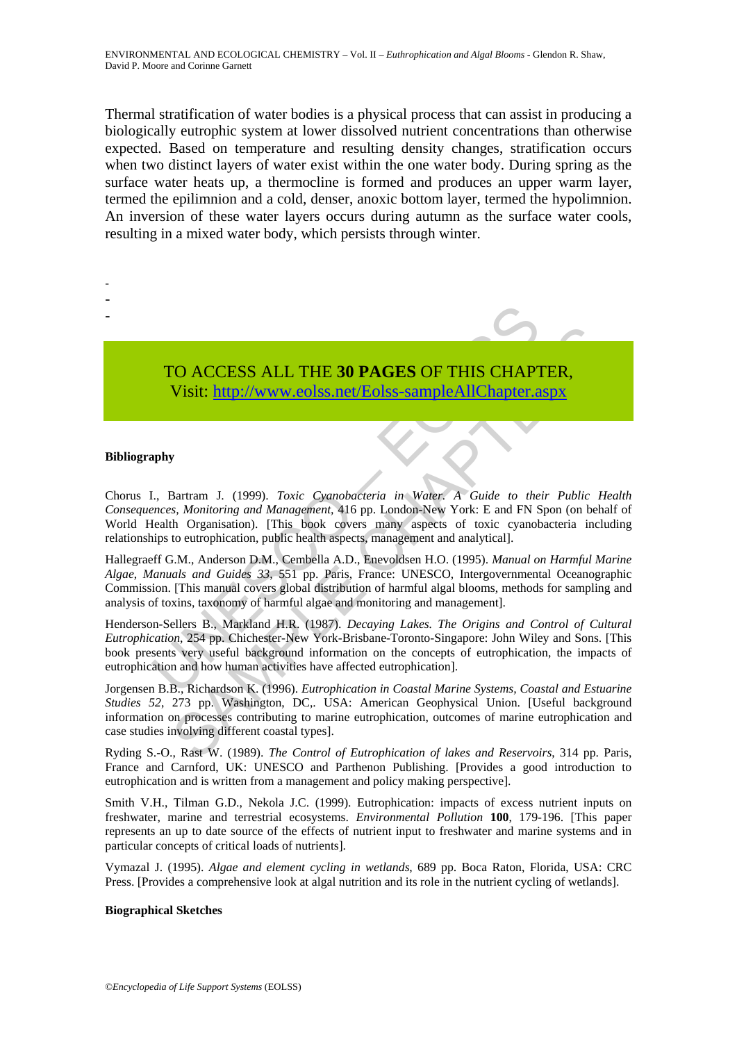Thermal stratification of water bodies is a physical process that can assist in producing a biologically eutrophic system at lower dissolved nutrient concentrations than otherwise expected. Based on temperature and resulting density changes, stratification occurs when two distinct layers of water exist within the one water body. During spring as the surface water heats up, a thermocline is formed and produces an upper warm layer, termed the epilimnion and a cold, denser, anoxic bottom layer, termed the hypolimnion. An inversion of these water layers occurs during autumn as the surface water cools, resulting in a mixed water body, which persists through winter.

-
-
-

TO ACCESS ALL THE **30 PAGES** OF THIS CHAPTER,
Visit: http://www.eolss.net/Eolss-sampleAllChapter.aspx

**Bibliography**

Chorus I., Bartram J. (1999). *Toxic Cyanobacteria in Water. A Guide to their Public Health Consequences, Monitoring and Management*, 416 pp. London-New York: E and FN Spon (on behalf of World Health Organisation). [This book covers many aspects of toxic cyanobacteria including relationships to eutrophication, public health aspects, management and analytical].

Hallegraeff G.M., Anderson D.M., Cembella A.D., Enevoldsen H.O. (1995). *Manual on Harmful Marine Algae*, *Manuals and Guides 33*, 551 pp. Paris, France: UNESCO, Intergovernmental Oceanographic Commission. [This manual covers global distribution of harmful algal blooms, methods for sampling and analysis of toxins, taxonomy of harmful algae and monitoring and management].

Henderson-Sellers B., Markland H.R. (1987). *Decaying Lakes. The Origins and Control of Cultural Eutrophication*, 254 pp. Chichester-New York-Brisbane-Toronto-Singapore: John Wiley and Sons. [This book presents very useful background information on the concepts of eutrophication, the impacts of eutrophication and how human activities have affected eutrophication].

Jorgensen B.B., Richardson K. (1996). *Eutrophication in Coastal Marine Systems, Coastal and Estuarine Studies 52*, 273 pp. Washington, DC,. USA: American Geophysical Union. [Useful background information on processes contributing to marine eutrophication, outcomes of marine eutrophication and case studies involving different coastal types].

Ryding S.-O., Rast W. (1989). *The Control of Eutrophication of lakes and Reservoirs*, 314 pp. Paris, France and Carnford, UK: UNESCO and Parthenon Publishing. [Provides a good introduction to eutrophication and is written from a management and policy making perspective].

Smith V.H., Tilman G.D., Nekola J.C. (1999). Eutrophication: impacts of excess nutrient inputs on freshwater, marine and terrestrial ecosystems. *Environmental Pollution* **100**, 179-196. [This paper represents an up to date source of the effects of nutrient input to freshwater and marine systems and in particular concepts of critical loads of nutrients].

Vymazal J. (1995). *Algae and element cycling in wetlands*, 689 pp. Boca Raton, Florida, USA: CRC Press. [Provides a comprehensive look at algal nutrition and its role in the nutrient cycling of wetlands].

**Biographical Sketches**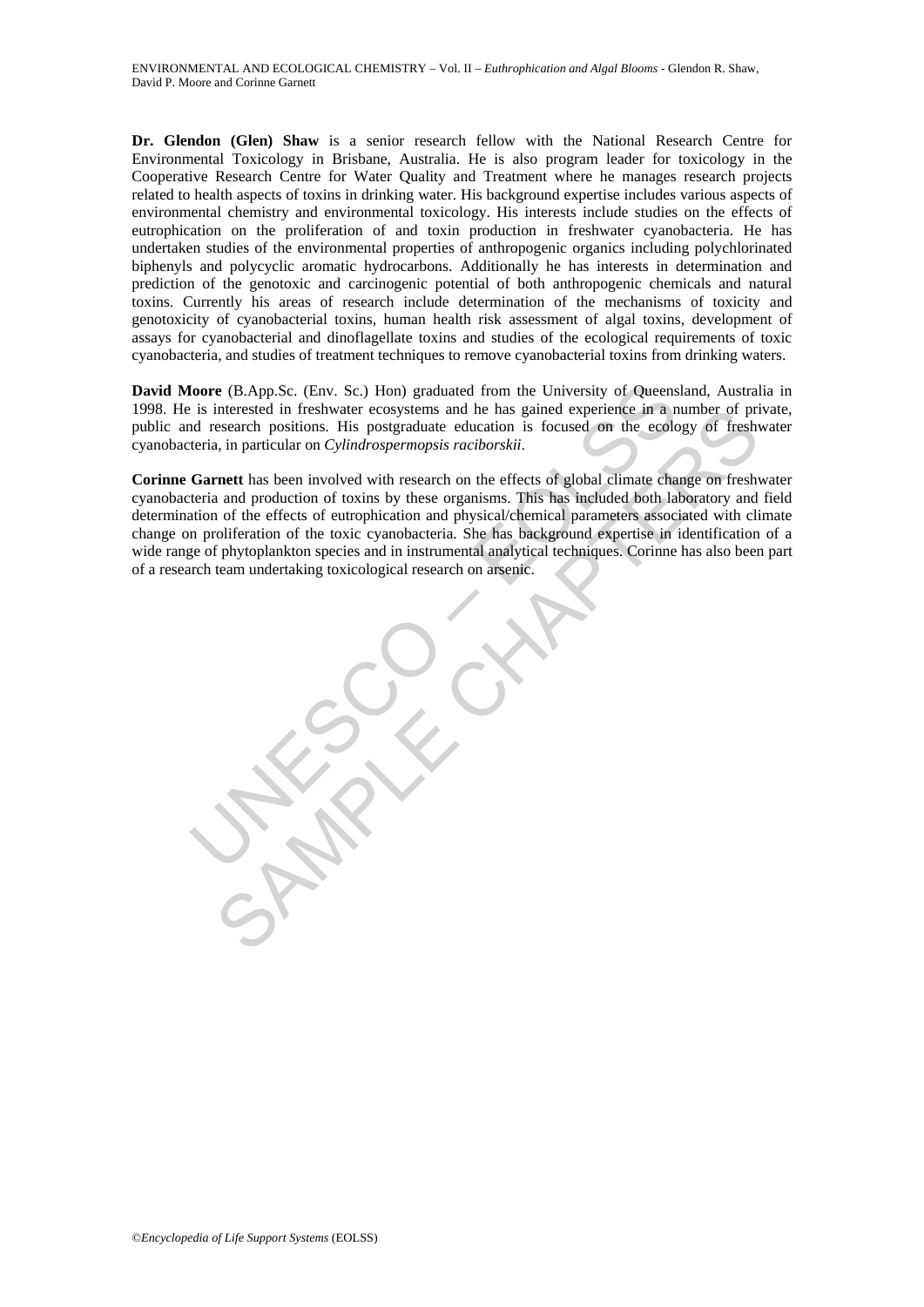**Dr. Glendon (Glen) Shaw** is a senior research fellow with the National Research Centre for Environmental Toxicology in Brisbane, Australia. He is also program leader for toxicology in the Cooperative Research Centre for Water Quality and Treatment where he manages research projects related to health aspects of toxins in drinking water. His background expertise includes various aspects of environmental chemistry and environmental toxicology. His interests include studies on the effects of eutrophication on the proliferation of and toxin production in freshwater cyanobacteria. He has undertaken studies of the environmental properties of anthropogenic organics including polychlorinated biphenyls and polycyclic aromatic hydrocarbons. Additionally he has interests in determination and prediction of the genotoxic and carcinogenic potential of both anthropogenic chemicals and natural toxins. Currently his areas of research include determination of the mechanisms of toxicity and genotoxicity of cyanobacterial toxins, human health risk assessment of algal toxins, development of assays for cyanobacterial and dinoflagellate toxins and studies of the ecological requirements of toxic cyanobacteria, and studies of treatment techniques to remove cyanobacterial toxins from drinking waters.

**David Moore** (B.App.Sc. (Env. Sc.) Hon) graduated from the University of Queensland, Australia in 1998. He is interested in freshwater ecosystems and he has gained experience in a number of private, public and research positions. His postgraduate education is focused on the ecology of freshwater cyanobacteria, in particular on *Cylindrospermopsis raciborskii*.

**Corinne Garnett** has been involved with research on the effects of global climate change on freshwater cyanobacteria and production of toxins by these organisms. This has included both laboratory and field determination of the effects of eutrophication and physical/chemical parameters associated with climate change on proliferation of the toxic cyanobacteria. She has background expertise in identification of a wide range of phytoplankton species and in instrumental analytical techniques. Corinne has also been part of a research team undertaking toxicological research on arsenic.